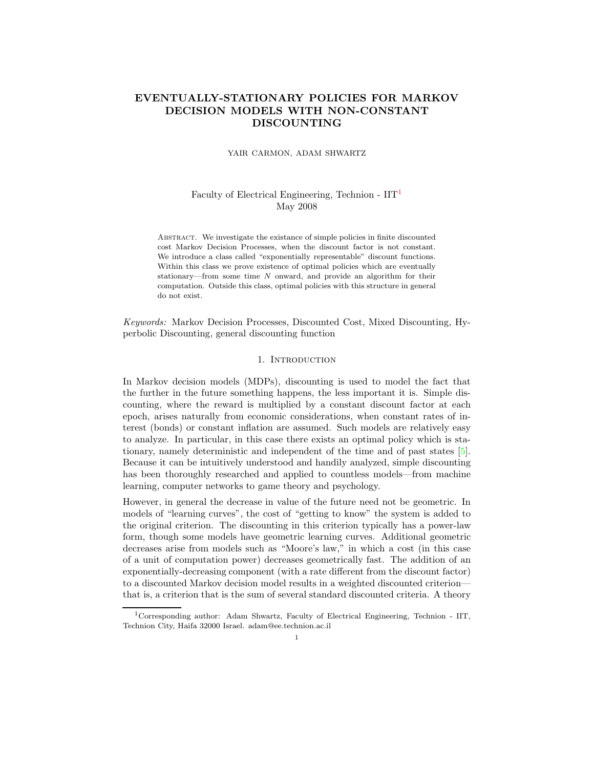# EVENTUALLY-STATIONARY POLICIES FOR MARKOV DECISION MODELS WITH NON-CONSTANT DISCOUNTING

YAIR CARMON, ADAM SHWARTZ

Faculty of Electrical Engineering, Technion - IIT[1]
May 2008

Abstract. We investigate the existance of simple policies in finite discounted cost Markov Decision Processes, when the discount factor is not constant. We introduce a class called "exponentially representable" discount functions. Within this class we prove existence of optimal policies which are eventually stationary—from some time $N$ onward, and provide an algorithm for their computation. Outside this class, optimal policies with this structure in general do not exist.

*Keywords:* Markov Decision Processes, Discounted Cost, Mixed Discounting, Hyperbolic Discounting, general discounting function

## 1. Introduction

In Markov decision models (MDPs), discounting is used to model the fact that the further in the future something happens, the less important it is. Simple discounting, where the reward is multiplied by a constant discount factor at each epoch, arises naturally from economic considerations, when constant rates of interest (bonds) or constant inflation are assumed. Such models are relatively easy to analyze. In particular, in this case there exists an optimal policy which is stationary, namely deterministic and independent of the time and of past states [5]. Because it can be intuitively understood and handily analyzed, simple discounting has been thoroughly researched and applied to countless models—from machine learning, computer networks to game theory and psychology.

However, in general the decrease in value of the future need not be geometric. In models of "learning curves", the cost of "getting to know" the system is added to the original criterion. The discounting in this criterion typically has a power-law form, though some models have geometric learning curves. Additional geometric decreases arise from models such as "Moore's law," in which a cost (in this case of a unit of computation power) decreases geometrically fast. The addition of an exponentially-decreasing component (with a rate different from the discount factor) to a discounted Markov decision model results in a weighted discounted criterion—that is, a criterion that is the sum of several standard discounted criteria. A theory

[1] Corresponding author: Adam Shwartz, Faculty of Electrical Engineering, Technion - IIT, Technion City, Haifa 32000 Israel. adam@ee.technion.ac.il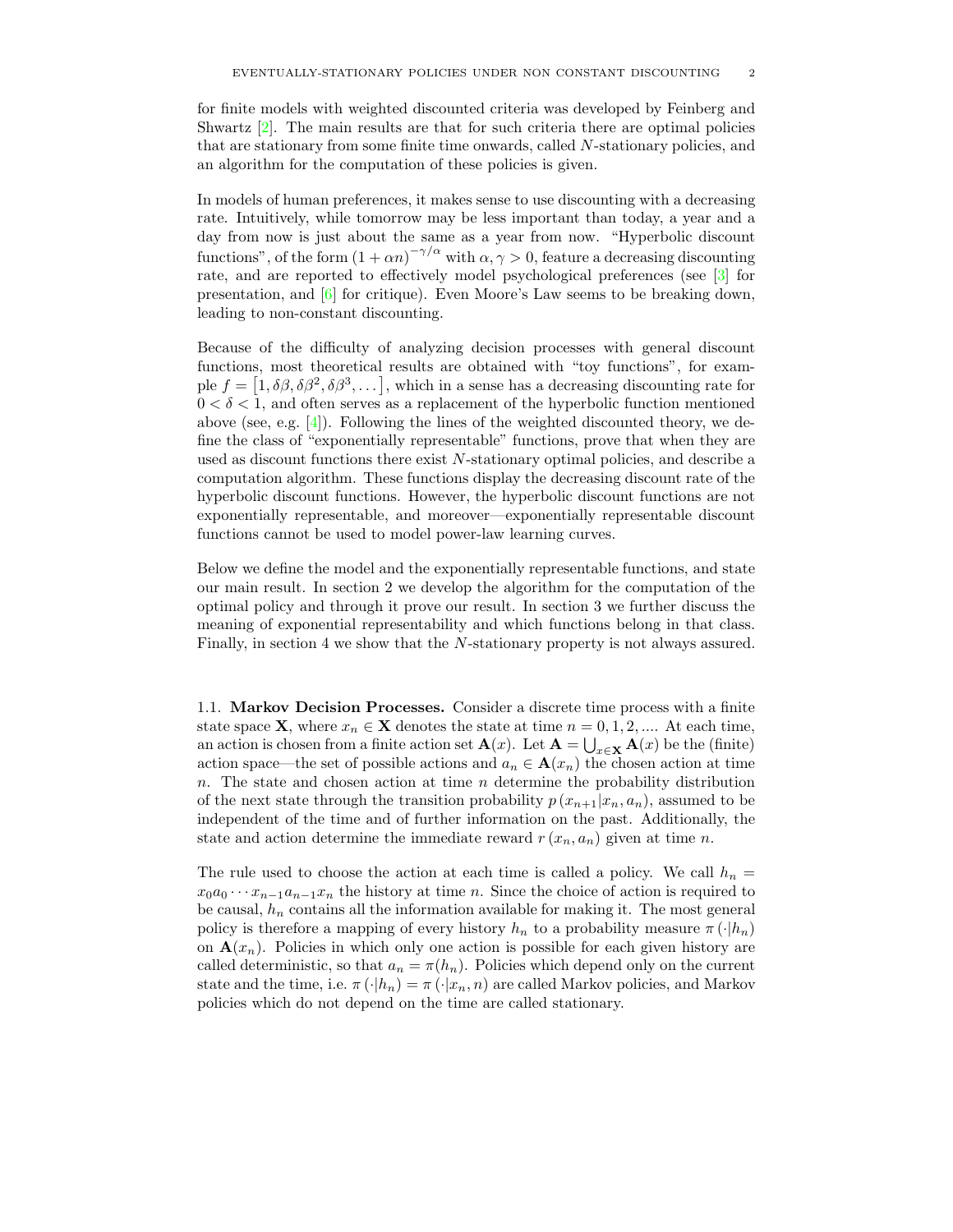for finite models with weighted discounted criteria was developed by Feinberg and Shwartz [2]. The main results are that for such criteria there are optimal policies that are stationary from some finite time onwards, called $N$-stationary policies, and an algorithm for the computation of these policies is given.

In models of human preferences, it makes sense to use discounting with a decreasing rate. Intuitively, while tomorrow may be less important than today, a year and a day from now is just about the same as a year from now. "Hyperbolic discount functions", of the form $(1+\alpha n)^{-\gamma/\alpha}$ with $\alpha, \gamma > 0$, feature a decreasing discounting rate, and are reported to effectively model psychological preferences (see [3] for presentation, and [6] for critique). Even Moore's Law seems to be breaking down, leading to non-constant discounting.

Because of the difficulty of analyzing decision processes with general discount functions, most theoretical results are obtained with "toy functions", for example $f = \left[1, \delta\beta, \delta\beta^2, \delta\beta^3, \dots\right]$, which in a sense has a decreasing discounting rate for $0 < \delta < 1$, and often serves as a replacement of the hyperbolic function mentioned above (see, e.g. [4]). Following the lines of the weighted discounted theory, we define the class of "exponentially representable" functions, prove that when they are used as discount functions there exist $N$-stationary optimal policies, and describe a computation algorithm. These functions display the decreasing discount rate of the hyperbolic discount functions. However, the hyperbolic discount functions are not exponentially representable, and moreover—exponentially representable discount functions cannot be used to model power-law learning curves.

Below we define the model and the exponentially representable functions, and state our main result. In section 2 we develop the algorithm for the computation of the optimal policy and through it prove our result. In section 3 we further discuss the meaning of exponential representability and which functions belong in that class. Finally, in section 4 we show that the $N$-stationary property is not always assured.

### 1.1. Markov Decision Processes.

Consider a discrete time process with a finite state space $\mathbf{X}$, where $x_n \in \mathbf{X}$ denotes the state at time $n = 0, 1, 2, \dots$. At each time, an action is chosen from a finite action set $\mathbf{A}(x)$. Let $\mathbf{A} = \bigcup_{x \in \mathbf{X}} \mathbf{A}(x)$ be the (finite) action space—the set of possible actions and $a_n \in \mathbf{A}(x_n)$ the chosen action at time $n$. The state and chosen action at time $n$ determine the probability distribution of the next state through the transition probability $p\left(x_{n+1}|x_n, a_n\right)$, assumed to be independent of the time and of further information on the past. Additionally, the state and action determine the immediate reward $r\left(x_n, a_n\right)$ given at time $n$.

The rule used to choose the action at each time is called a policy. We call $h_n = x_0 a_0 \cdots x_{n-1} a_{n-1} x_n$ the history at time $n$. Since the choice of action is required to be causal, $h_n$ contains all the information available for making it. The most general policy is therefore a mapping of every history $h_n$ to a probability measure $\pi\left(\cdot|h_n\right)$ on $\mathbf{A}(x_n)$. Policies in which only one action is possible for each given history are called deterministic, so that $a_n = \pi(h_n)$. Policies which depend only on the current state and the time, i.e. $\pi\left(\cdot|h_n\right) = \pi\left(\cdot|x_n, n\right)$ are called Markov policies, and Markov policies which do not depend on the time are called stationary.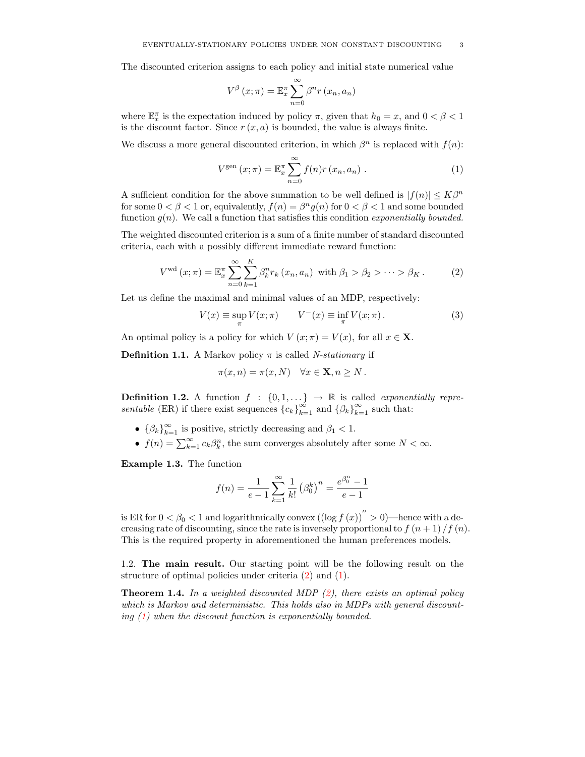The discounted criterion assigns to each policy and initial state numerical value

$$V^{\beta}\left(x;\pi\right)=\mathbb{E}_{x}^{\pi}\sum_{n=0}^{\infty}\beta^{n}r\left(x_{n},a_{n}\right)$$

where $\mathbb{E}_{x}^{\pi}$ is the expectation induced by policy $\pi$, given that $h_0 = x$, and $0 < \beta < 1$ is the discount factor. Since $r\left(x,a\right)$ is bounded, the value is always finite.

We discuss a more general discounted criterion, in which $\beta^n$ is replaced with $f(n)$:

$$V^{\text{gen}}\left(x;\pi\right)=\mathbb{E}_{x}^{\pi}\sum_{n=0}^{\infty}f(n)r\left(x_{n},a_{n}\right). \tag{1}$$

A sufficient condition for the above summation to be well defined is $|f(n)| \le K\beta^n$ for some $0 < \beta < 1$ or, equivalently, $f(n) = \beta^n g(n)$ for $0 < \beta < 1$ and some bounded function $g(n)$. We call a function that satisfies this condition *exponentially bounded.*

The weighted discounted criterion is a sum of a finite number of standard discounted criteria, each with a possibly different immediate reward function:

$$V^{\text{wd}}\left(x;\pi\right)=\mathbb{E}_{x}^{\pi}\sum_{n=0}^{\infty}\sum_{k=1}^{K}\beta_{k}^{n}r_{k}\left(x_{n},a_{n}\right)\ \text{with}\ \beta_{1}>\beta_{2}>\cdots>\beta_{K}. \tag{2}$$

Let us define the maximal and minimal values of an MDP, respectively:

$$V(x)\equiv\sup_{\pi}V(x;\pi)\qquad V^{-}(x)\equiv\inf_{\pi}V(x;\pi). \tag{3}$$

An optimal policy is a policy for which $V\left(x;\pi\right) = V(x)$, for all $x \in \mathbf{X}$.

**Definition 1.1.** A Markov policy $\pi$ is called *$N$-stationary* if

$$\pi(x,n)=\pi(x,N)\quad\forall x\in\mathbf{X},n\ge N.$$

**Definition 1.2.** A function $f : \{0,1,\dots\} \to \mathbb{R}$ is called *exponentially representable* (ER) if there exist sequences $\{c_k\}_{k=1}^{\infty}$ and $\{\beta_k\}_{k=1}^{\infty}$ such that:

- $\{\beta_k\}_{k=1}^{\infty}$ is positive, strictly decreasing and $\beta_1 < 1$.
- $f(n) = \sum_{k=1}^{\infty} c_k\beta_k^n$, the sum converges absolutely after some $N < \infty$.

**Example 1.3.** The function

$$f(n)=\frac{1}{e-1}\sum_{k=1}^{\infty}\frac{1}{k!}\left(\beta_{0}^{k}\right)^{n}=\frac{e^{\beta_{0}^{n}}-1}{e-1}$$

is ER for $0 < \beta_0 < 1$ and logarithmically convex ($\left(\log f\left(x\right)\right)'' > 0$)—hence with a decreasing rate of discounting, since the rate is inversely proportional to $f\left(n+1\right)/f\left(n\right)$. This is the required property in aforementioned the human preferences models.

1.2. **The main result.** Our starting point will be the following result on the structure of optimal policies under criteria (2) and (1).

**Theorem 1.4.** *In a weighted discounted MDP (2), there exists an optimal policy which is Markov and deterministic. This holds also in MDPs with general discounting (1) when the discount function is exponentially bounded.*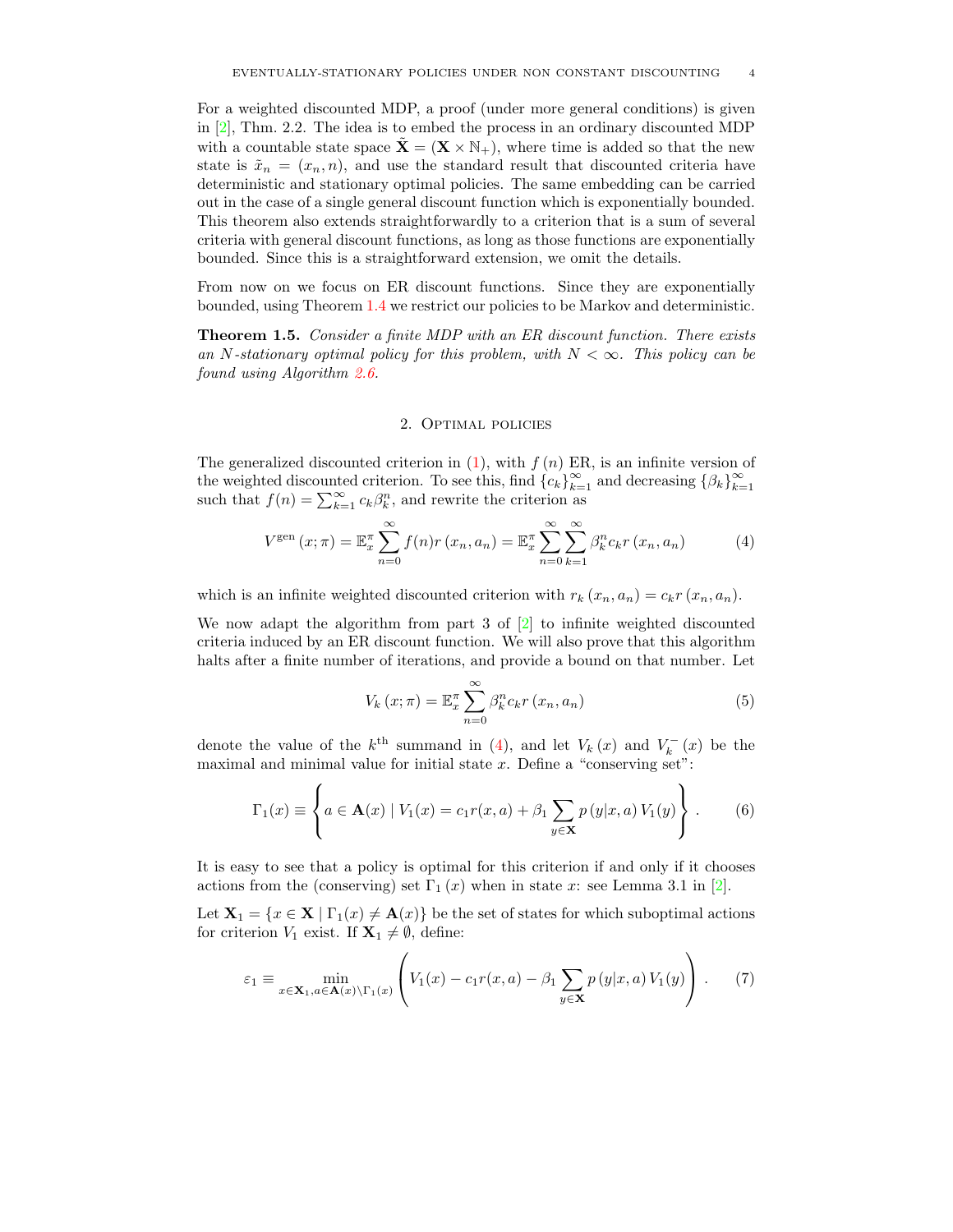For a weighted discounted MDP, a proof (under more general conditions) is given in [2], Thm. 2.2. The idea is to embed the process in an ordinary discounted MDP with a countable state space $\tilde{\mathbf{X}} = (\mathbf{X} \times \mathbb{N}_+)$, where time is added so that the new state is $\tilde{x}_n = (x_n, n)$, and use the standard result that discounted criteria have deterministic and stationary optimal policies. The same embedding can be carried out in the case of a single general discount function which is exponentially bounded. This theorem also extends straightforwardly to a criterion that is a sum of several criteria with general discount functions, as long as those functions are exponentially bounded. Since this is a straightforward extension, we omit the details.

From now on we focus on ER discount functions. Since they are exponentially bounded, using Theorem 1.4 we restrict our policies to be Markov and deterministic.

**Theorem 1.5.** *Consider a finite MDP with an ER discount function. There exists an $N$-stationary optimal policy for this problem, with $N < \infty$. This policy can be found using Algorithm 2.6.*

## 2. Optimal policies

The generalized discounted criterion in (1), with $f(n)$ ER, is an infinite version of the weighted discounted criterion. To see this, find $\{c_k\}_{k=1}^{\infty}$ and decreasing $\{\beta_k\}_{k=1}^{\infty}$ such that $f(n) = \sum_{k=1}^{\infty} c_k \beta_k^n$, and rewrite the criterion as

$$V^{\text{gen}}(x;\pi) = \mathbb{E}_x^{\pi} \sum_{n=0}^{\infty} f(n) r(x_n, a_n) = \mathbb{E}_x^{\pi} \sum_{n=0}^{\infty} \sum_{k=1}^{\infty} \beta_k^n c_k r(x_n, a_n) \tag{4}$$

which is an infinite weighted discounted criterion with $r_k(x_n, a_n) = c_k r(x_n, a_n)$.

We now adapt the algorithm from part 3 of [2] to infinite weighted discounted criteria induced by an ER discount function. We will also prove that this algorithm halts after a finite number of iterations, and provide a bound on that number. Let

$$V_k(x;\pi) = \mathbb{E}_x^{\pi} \sum_{n=0}^{\infty} \beta_k^n c_k r(x_n, a_n) \tag{5}$$

denote the value of the $k^{\text{th}}$ summand in (4), and let $V_k(x)$ and $V_k^-(x)$ be the maximal and minimal value for initial state $x$. Define a "conserving set":

$$\Gamma_1(x) \equiv \left\{ a \in \mathbf{A}(x) \mid V_1(x) = c_1 r(x,a) + \beta_1 \sum_{y \in \mathbf{X}} p(y|x,a) V_1(y) \right\}. \tag{6}$$

It is easy to see that a policy is optimal for this criterion if and only if it chooses actions from the (conserving) set $\Gamma_1(x)$ when in state $x$: see Lemma 3.1 in [2].

Let $\mathbf{X}_1 = \{x \in \mathbf{X} \mid \Gamma_1(x) \neq \mathbf{A}(x)\}$ be the set of states for which suboptimal actions for criterion $V_1$ exist. If $\mathbf{X}_1 \neq \emptyset$, define:

$$\varepsilon_1 \equiv \min_{x \in \mathbf{X}_1, a \in \mathbf{A}(x) \setminus \Gamma_1(x)} \left( V_1(x) - c_1 r(x,a) - \beta_1 \sum_{y \in \mathbf{X}} p(y|x,a) V_1(y) \right). \tag{7}$$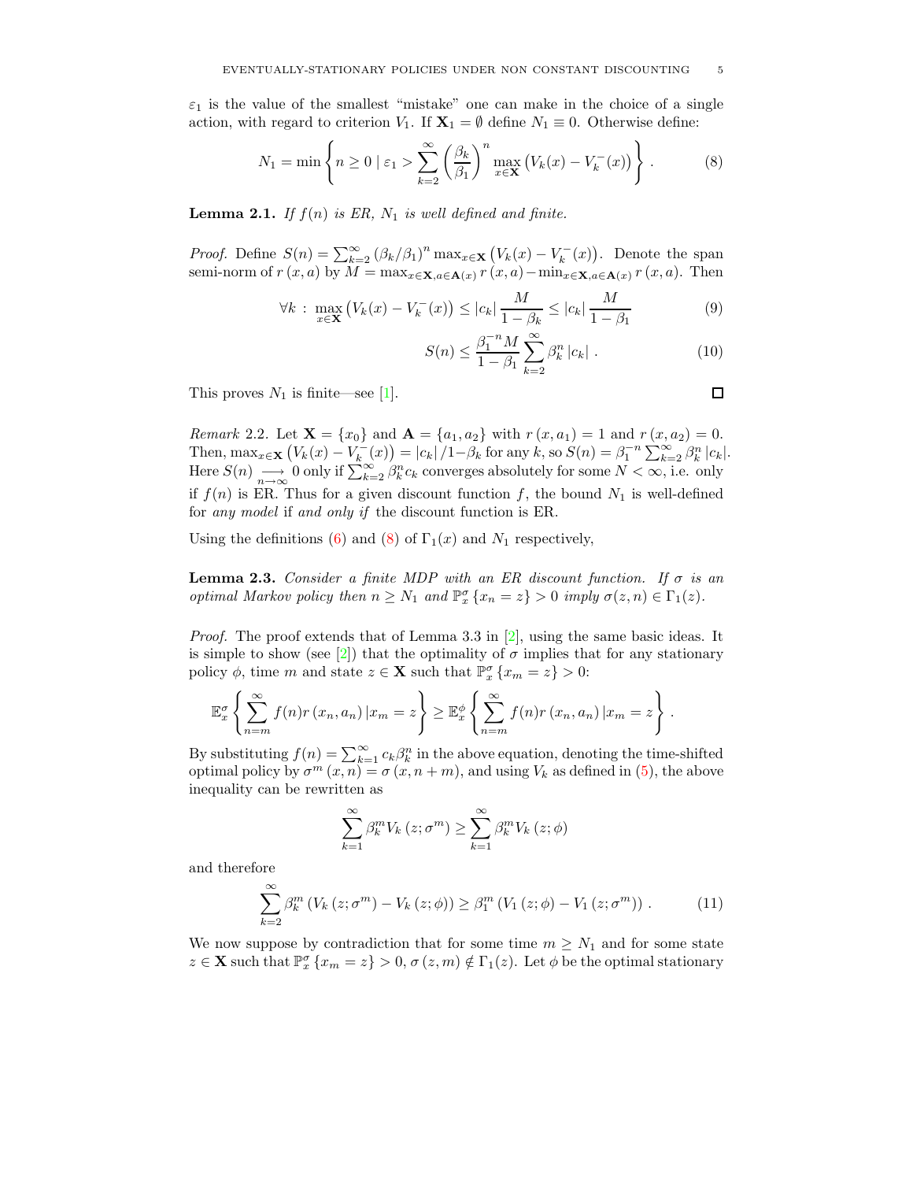$\varepsilon_1$ is the value of the smallest "mistake" one can make in the choice of a single action, with regard to criterion $V_1$. If $\mathbf{X}_1 = \emptyset$ define $N_1 \equiv 0$. Otherwise define:

$$N_1 = \min \left\{ n \geq 0 \mid \varepsilon_1 > \sum_{k=2}^{\infty} \left( \frac{\beta_k}{\beta_1} \right)^n \max_{x \in \mathbf{X}} \left( V_k(x) - V_k^-(x) \right) \right\} . \tag{8}$$

**Lemma 2.1.** *If $f(n)$ is ER, $N_1$ is well defined and finite.*

*Proof.* Define $S(n) = \sum_{k=2}^{\infty} \left(\beta_k/\beta_1\right)^n \max_{x\in\mathbf{X}} \left(V_k(x) - V_k^-(x)\right)$. Denote the span semi-norm of $r(x,a)$ by $M = \max_{x\in\mathbf{X}, a\in\mathbf{A}(x)} r(x,a) - \min_{x\in\mathbf{X}, a\in\mathbf{A}(x)} r(x,a)$. Then

$$\forall k : \max_{x\in\mathbf{X}} \left(V_k(x) - V_k^-(x)\right) \leq |c_k| \frac{M}{1-\beta_k} \leq |c_k| \frac{M}{1-\beta_1} \tag{9}$$

$$S(n) \leq \frac{\beta_1^{-n} M}{1-\beta_1} \sum_{k=2}^{\infty} \beta_k^n |c_k| . \tag{10}$$

This proves $N_1$ is finite—see [1]. □

*Remark* 2.2. Let $\mathbf{X} = \{x_0\}$ and $\mathbf{A} = \{a_1, a_2\}$ with $r(x, a_1) = 1$ and $r(x, a_2) = 0$. Then, $\max_{x\in\mathbf{X}} \left(V_k(x) - V_k^-(x)\right) = |c_k| / 1 - \beta_k$ for any $k$, so $S(n) = \beta_1^{-n} \sum_{k=2}^{\infty} \beta_k^n |c_k|$. Here $S(n) \underset{n\to\infty}{\longrightarrow} 0$ only if $\sum_{k=2}^{\infty} \beta_k^n c_k$ converges absolutely for some $N < \infty$, i.e. only if $f(n)$ is ER. Thus for a given discount function $f$, the bound $N_1$ is well-defined for *any model* if *and only if* the discount function is ER.

Using the definitions (6) and (8) of $\Gamma_1(x)$ and $N_1$ respectively,

**Lemma 2.3.** *Consider a finite MDP with an ER discount function. If $\sigma$ is an optimal Markov policy then $n \geq N_1$ and $\mathbb{P}_x^\sigma \{x_n = z\} > 0$ imply $\sigma(z,n) \in \Gamma_1(z)$.*

*Proof.* The proof extends that of Lemma 3.3 in [2], using the same basic ideas. It is simple to show (see [2]) that the optimality of $\sigma$ implies that for any stationary policy $\phi$, time $m$ and state $z \in \mathbf{X}$ such that $\mathbb{P}_x^\sigma \{x_m = z\} > 0$:

$$\mathbb{E}_x^\sigma \left\{ \sum_{n=m}^{\infty} f(n) r(x_n, a_n) \, | x_m = z \right\} \geq \mathbb{E}_x^\phi \left\{ \sum_{n=m}^{\infty} f(n) r(x_n, a_n) \, | x_m = z \right\} .$$

By substituting $f(n) = \sum_{k=1}^{\infty} c_k \beta_k^n$ in the above equation, denoting the time-shifted optimal policy by $\sigma^m(x,n) = \sigma(x, n+m)$, and using $V_k$ as defined in (5), the above inequality can be rewritten as

$$\sum_{k=1}^{\infty} \beta_k^m V_k(z; \sigma^m) \geq \sum_{k=1}^{\infty} \beta_k^m V_k(z; \phi)$$

and therefore

$$\sum_{k=2}^{\infty} \beta_k^m \left(V_k(z;\sigma^m) - V_k(z;\phi)\right) \geq \beta_1^m \left(V_1(z;\phi) - V_1(z;\sigma^m)\right) . \tag{11}$$

We now suppose by contradiction that for some time $m \geq N_1$ and for some state $z \in \mathbf{X}$ such that $\mathbb{P}_x^\sigma \{x_m = z\} > 0$, $\sigma(z,m) \notin \Gamma_1(z)$. Let $\phi$ be the optimal stationary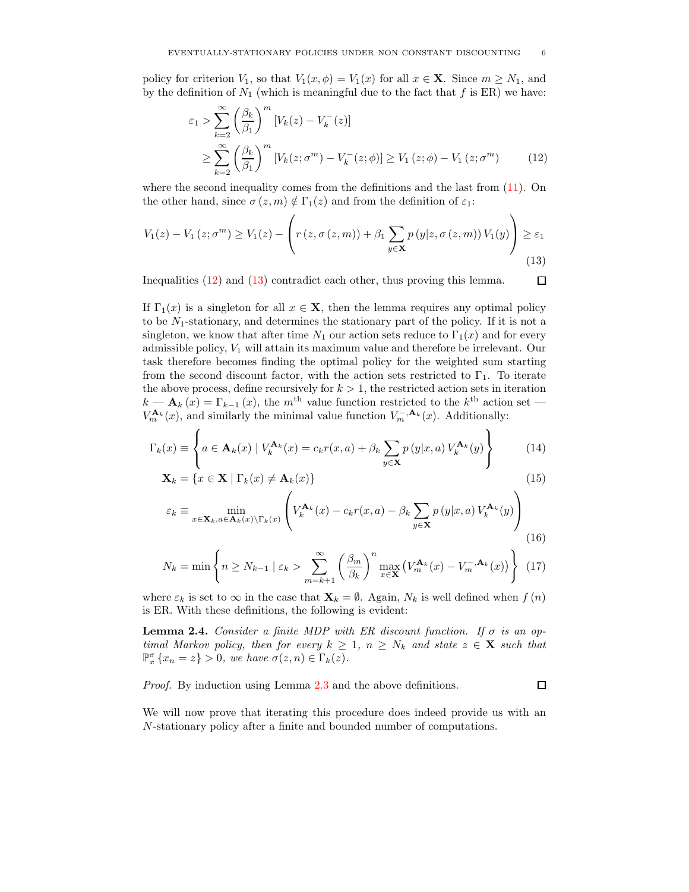policy for criterion $V_1$, so that $V_1(x, \phi) = V_1(x)$ for all $x \in \mathbf{X}$. Since $m \geq N_1$, and by the definition of $N_1$ (which is meaningful due to the fact that $f$ is ER) we have:

$$
\begin{aligned}
\varepsilon_1 &> \sum_{k=2}^{\infty} \left(\frac{\beta_k}{\beta_1}\right)^m [V_k(z) - V_k^-(z)] \\
&\geq \sum_{k=2}^{\infty} \left(\frac{\beta_k}{\beta_1}\right)^m [V_k(z;\sigma^m) - V_k^-(z;\phi)] \geq V_1(z;\phi) - V_1(z;\sigma^m) \qquad (12)
\end{aligned}
$$

where the second inequality comes from the definitions and the last from (11). On the other hand, since $\sigma(z, m) \notin \Gamma_1(z)$ and from the definition of $\varepsilon_1$:

$$
V_1(z) - V_1(z;\sigma^m) \geq V_1(z) - \left( r(z, \sigma(z,m)) + \beta_1 \sum_{y \in \mathbf{X}} p(y|z, \sigma(z,m)) V_1(y) \right) \geq \varepsilon_1 \qquad (13)
$$

Inequalities (12) and (13) contradict each other, thus proving this lemma. $\square$

If $\Gamma_1(x)$ is a singleton for all $x \in \mathbf{X}$, then the lemma requires any optimal policy to be $N_1$-stationary, and determines the stationary part of the policy. If it is not a singleton, we know that after time $N_1$ our action sets reduce to $\Gamma_1(x)$ and for every admissible policy, $V_1$ will attain its maximum value and therefore be irrelevant. Our task therefore becomes finding the optimal policy for the weighted sum starting from the second discount factor, with the action sets restricted to $\Gamma_1$. To iterate the above process, define recursively for $k > 1$, the restricted action sets in iteration $k$ — $\mathbf{A}_k(x) = \Gamma_{k-1}(x)$, the $m^{\text{th}}$ value function restricted to the $k^{\text{th}}$ action set — $V_m^{\mathbf{A}_k}(x)$, and similarly the minimal value function $V_m^{-,\mathbf{A}_k}(x)$. Additionally:

$$
\Gamma_k(x) \equiv \left\{ a \in \mathbf{A}_k(x) \mid V_k^{\mathbf{A}_k}(x) = c_k r(x,a) + \beta_k \sum_{y \in \mathbf{X}} p(y|x,a) V_k^{\mathbf{A}_k}(y) \right\} \qquad (14)
$$

$$
\mathbf{X}_k = \{ x \in \mathbf{X} \mid \Gamma_k(x) \neq \mathbf{A}_k(x) \} \qquad (15)
$$

$$
\varepsilon_k \equiv \min_{x \in \mathbf{X}_k, a \in \mathbf{A}_k(x) \setminus \Gamma_k(x)} \left( V_k^{\mathbf{A}_k}(x) - c_k r(x,a) - \beta_k \sum_{y \in \mathbf{X}} p(y|x,a) V_k^{\mathbf{A}_k}(y) \right) \qquad (16)
$$

$$
N_k = \min \left\{ n \geq N_{k-1} \mid \varepsilon_k > \sum_{m=k+1}^{\infty} \left(\frac{\beta_m}{\beta_k}\right)^n \max_{x \in \mathbf{X}} \left( V_m^{\mathbf{A}_k}(x) - V_m^{-,\mathbf{A}_k}(x) \right) \right\} \qquad (17)
$$

where $\varepsilon_k$ is set to $\infty$ in the case that $\mathbf{X}_k = \emptyset$. Again, $N_k$ is well defined when $f(n)$ is ER. With these definitions, the following is evident:

**Lemma 2.4.** *Consider a finite MDP with ER discount function. If $\sigma$ is an optimal Markov policy, then for every $k \geq 1$, $n \geq N_k$ and state $z \in \mathbf{X}$ such that $\mathbb{P}_x^{\sigma}\{x_n = z\} > 0$, we have $\sigma(z,n) \in \Gamma_k(z)$.*

*Proof.* By induction using Lemma 2.3 and the above definitions. $\square$

We will now prove that iterating this procedure does indeed provide us with an $N$-stationary policy after a finite and bounded number of computations.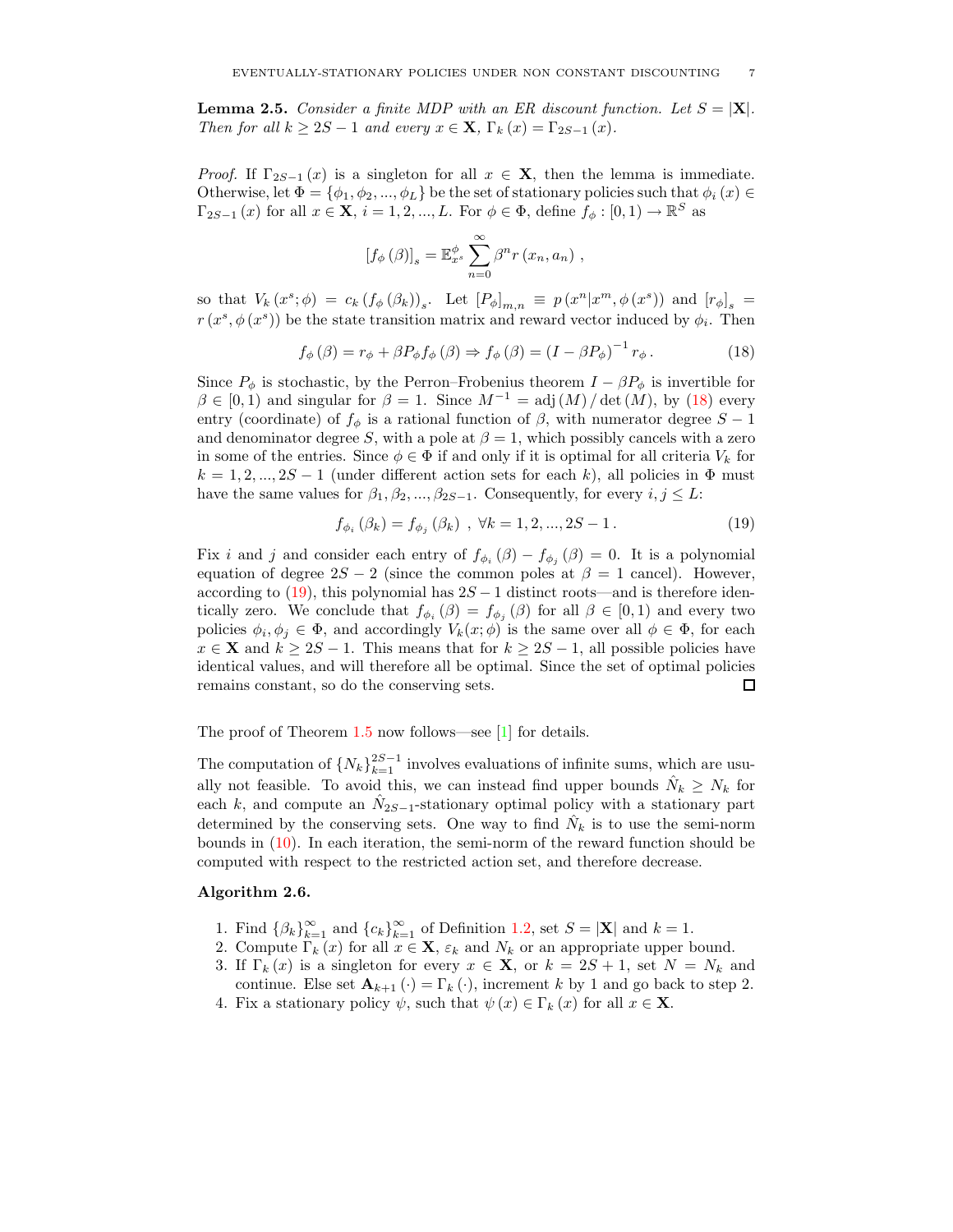**Lemma 2.5.** *Consider a finite MDP with an ER discount function. Let $S = |\mathbf{X}|$. Then for all $k \geq 2S-1$ and every $x \in \mathbf{X}$, $\Gamma_k(x) = \Gamma_{2S-1}(x)$.*

*Proof.* If $\Gamma_{2S-1}(x)$ is a singleton for all $x \in \mathbf{X}$, then the lemma is immediate. Otherwise, let $\Phi = \{\phi_1, \phi_2, ..., \phi_L\}$ be the set of stationary policies such that $\phi_i(x) \in \Gamma_{2S-1}(x)$ for all $x \in \mathbf{X}$, $i = 1, 2, ..., L$. For $\phi \in \Phi$, define $f_\phi : [0,1) \to \mathbb{R}^S$ as

$$[f_\phi(\beta)]_s = \mathbb{E}^{\phi}_{x^s} \sum_{n=0}^{\infty} \beta^n r(x_n, a_n) \ ,$$

so that $V_k(x^s; \phi) = c_k(f_\phi(\beta_k))_s$. Let $[P_\phi]_{m,n} \equiv p(x^n | x^m, \phi(x^s))$ and $[r_\phi]_s = r(x^s, \phi(x^s))$ be the state transition matrix and reward vector induced by $\phi_i$. Then

$$f_\phi(\beta) = r_\phi + \beta P_\phi f_\phi(\beta) \Rightarrow f_\phi(\beta) = (I - \beta P_\phi)^{-1} r_\phi \, . \tag{18}$$

Since $P_\phi$ is stochastic, by the Perron–Frobenius theorem $I - \beta P_\phi$ is invertible for $\beta \in [0,1)$ and singular for $\beta = 1$. Since $M^{-1} = \operatorname{adj}(M) / \det(M)$, by (18) every entry (coordinate) of $f_\phi$ is a rational function of $\beta$, with numerator degree $S-1$ and denominator degree $S$, with a pole at $\beta = 1$, which possibly cancels with a zero in some of the entries. Since $\phi \in \Phi$ if and only if it is optimal for all criteria $V_k$ for $k = 1, 2, ..., 2S-1$ (under different action sets for each $k$), all policies in $\Phi$ must have the same values for $\beta_1, \beta_2, ..., \beta_{2S-1}$. Consequently, for every $i, j \leq L$:

$$f_{\phi_i}(\beta_k) = f_{\phi_j}(\beta_k) \ , \ \forall k = 1, 2, ..., 2S-1 \, . \tag{19}$$

Fix $i$ and $j$ and consider each entry of $f_{\phi_i}(\beta) - f_{\phi_j}(\beta) = 0$. It is a polynomial equation of degree $2S-2$ (since the common poles at $\beta = 1$ cancel). However, according to (19), this polynomial has $2S-1$ distinct roots—and is therefore identically zero. We conclude that $f_{\phi_i}(\beta) = f_{\phi_j}(\beta)$ for all $\beta \in [0,1)$ and every two policies $\phi_i, \phi_j \in \Phi$, and accordingly $V_k(x; \phi)$ is the same over all $\phi \in \Phi$, for each $x \in \mathbf{X}$ and $k \geq 2S-1$. This means that for $k \geq 2S-1$, all possible policies have identical values, and will therefore all be optimal. Since the set of optimal policies remains constant, so do the conserving sets. ∎

The proof of Theorem 1.5 now follows—see [1] for details.

The computation of $\{N_k\}_{k=1}^{2S-1}$ involves evaluations of infinite sums, which are usually not feasible. To avoid this, we can instead find upper bounds $\hat{N}_k \geq N_k$ for each $k$, and compute an $\hat{N}_{2S-1}$-stationary optimal policy with a stationary part determined by the conserving sets. One way to find $\hat{N}_k$ is to use the semi-norm bounds in (10). In each iteration, the semi-norm of the reward function should be computed with respect to the restricted action set, and therefore decrease.

**Algorithm 2.6.**

1. Find $\{\beta_k\}_{k=1}^{\infty}$ and $\{c_k\}_{k=1}^{\infty}$ of Definition 1.2, set $S = |\mathbf{X}|$ and $k = 1$.
2. Compute $\Gamma_k(x)$ for all $x \in \mathbf{X}$, $\varepsilon_k$ and $N_k$ or an appropriate upper bound.
3. If $\Gamma_k(x)$ is a singleton for every $x \in \mathbf{X}$, or $k = 2S+1$, set $N = N_k$ and continue. Else set $\mathbf{A}_{k+1}(\cdot) = \Gamma_k(\cdot)$, increment $k$ by 1 and go back to step 2.
4. Fix a stationary policy $\psi$, such that $\psi(x) \in \Gamma_k(x)$ for all $x \in \mathbf{X}$.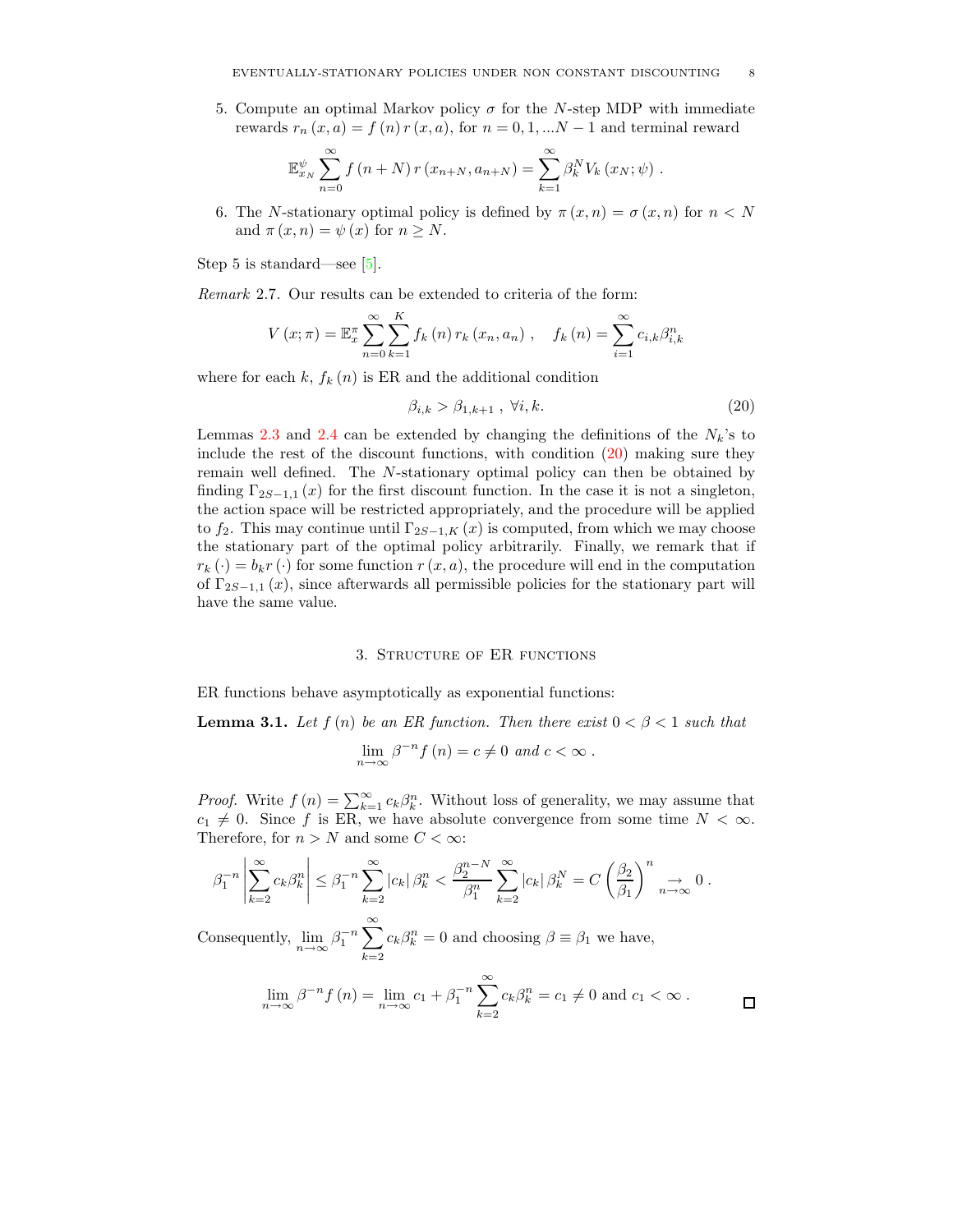5. Compute an optimal Markov policy $\sigma$ for the $N$-step MDP with immediate rewards $r_n(x,a) = f(n)\, r(x,a)$, for $n = 0, 1, \ldots N-1$ and terminal reward

$$\mathbb{E}^{\psi}_{x_N} \sum_{n=0}^{\infty} f(n+N)\, r(x_{n+N}, a_{n+N}) = \sum_{k=1}^{\infty} \beta_k^N V_k(x_N; \psi) .$$

6. The $N$-stationary optimal policy is defined by $\pi(x,n) = \sigma(x,n)$ for $n < N$ and $\pi(x,n) = \psi(x)$ for $n \geq N$.

Step 5 is standard—see [5].

*Remark* 2.7. Our results can be extended to criteria of the form:

$$V(x;\pi) = \mathbb{E}^{\pi}_{x} \sum_{n=0}^{\infty} \sum_{k=1}^{K} f_k(n)\, r_k(x_n, a_n) , \quad f_k(n) = \sum_{i=1}^{\infty} c_{i,k} \beta_{i,k}^n$$

where for each $k$, $f_k(n)$ is ER and the additional condition

$$\beta_{i,k} > \beta_{1,k+1} , \ \forall i, k. \tag{20}$$

Lemmas 2.3 and 2.4 can be extended by changing the definitions of the $N_k$'s to include the rest of the discount functions, with condition (20) making sure they remain well defined. The $N$-stationary optimal policy can then be obtained by finding $\Gamma_{2S-1,1}(x)$ for the first discount function. In the case it is not a singleton, the action space will be restricted appropriately, and the procedure will be applied to $f_2$. This may continue until $\Gamma_{2S-1,K}(x)$ is computed, from which we may choose the stationary part of the optimal policy arbitrarily. Finally, we remark that if $r_k(\cdot) = b_k r(\cdot)$ for some function $r(x,a)$, the procedure will end in the computation of $\Gamma_{2S-1,1}(x)$, since afterwards all permissible policies for the stationary part will have the same value.

## 3. Structure of ER functions

ER functions behave asymptotically as exponential functions:

**Lemma 3.1.** *Let $f(n)$ be an ER function. Then there exist $0 < \beta < 1$ such that*

$$\lim_{n\to\infty} \beta^{-n} f(n) = c \neq 0 \text{ and } c < \infty .$$

*Proof.* Write $f(n) = \sum_{k=1}^{\infty} c_k \beta_k^n$. Without loss of generality, we may assume that $c_1 \neq 0$. Since $f$ is ER, we have absolute convergence from some time $N < \infty$. Therefore, for $n > N$ and some $C < \infty$:

$$\beta_1^{-n} \left| \sum_{k=2}^{\infty} c_k \beta_k^n \right| \leq \beta_1^{-n} \sum_{k=2}^{\infty} |c_k|\, \beta_k^n < \frac{\beta_2^{n-N}}{\beta_1^n} \sum_{k=2}^{\infty} |c_k|\, \beta_k^N = C \left(\frac{\beta_2}{\beta_1}\right)^n \underset{n\to\infty}{\rightarrow} 0 .$$

Consequently, $\lim_{n\to\infty} \beta_1^{-n} \sum_{k=2}^{\infty} c_k \beta_k^n = 0$ and choosing $\beta \equiv \beta_1$ we have,

$$\lim_{n\to\infty} \beta^{-n} f(n) = \lim_{n\to\infty} c_1 + \beta_1^{-n} \sum_{k=2}^{\infty} c_k \beta_k^n = c_1 \neq 0 \text{ and } c_1 < \infty .$$

□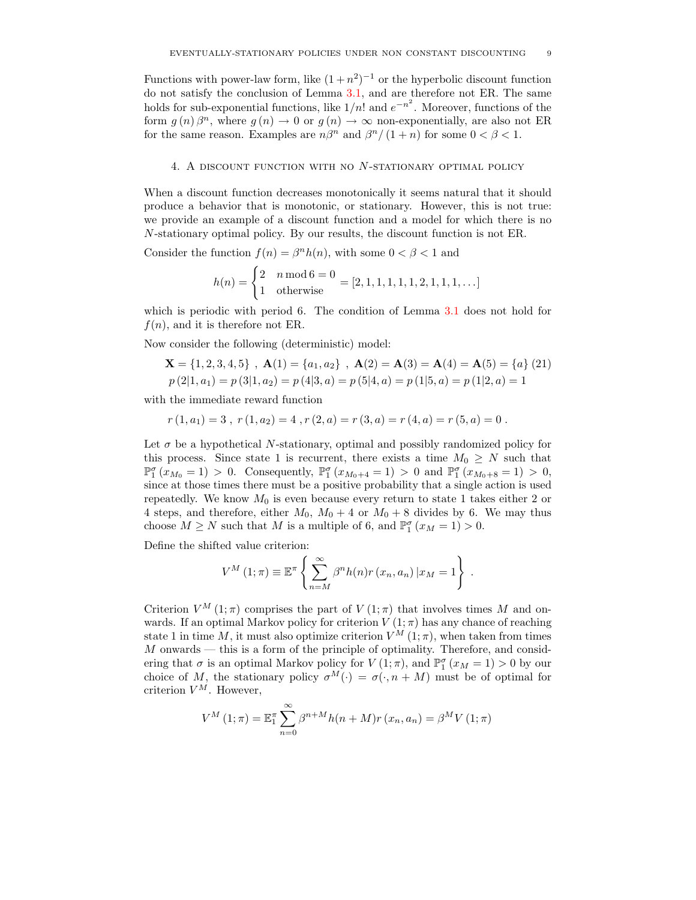Functions with power-law form, like $(1+n^2)^{-1}$ or the hyperbolic discount function do not satisfy the conclusion of Lemma 3.1, and are therefore not ER. The same holds for sub-exponential functions, like $1/n!$ and $e^{-n^2}$. Moreover, functions of the form $g(n)\beta^n$, where $g(n) \to 0$ or $g(n) \to \infty$ non-exponentially, are also not ER for the same reason. Examples are $n\beta^n$ and $\beta^n/(1+n)$ for some $0<\beta<1$.

## 4. A discount function with no $N$-stationary optimal policy

When a discount function decreases monotonically it seems natural that it should produce a behavior that is monotonic, or stationary. However, this is not true: we provide an example of a discount function and a model for which there is no $N$-stationary optimal policy. By our results, the discount function is not ER.

Consider the function $f(n) = \beta^n h(n)$, with some $0<\beta<1$ and

$$h(n) = \begin{cases} 2 & n \bmod 6 = 0 \\ 1 & \text{otherwise} \end{cases} = [2,1,1,1,1,1,2,1,1,1,\ldots]$$

which is periodic with period 6. The condition of Lemma 3.1 does not hold for $f(n)$, and it is therefore not ER.

Now consider the following (deterministic) model:

$$\mathbf{X} = \{1,2,3,4,5\}\ ,\ \mathbf{A}(1) = \{a_1,a_2\}\ ,\ \mathbf{A}(2) = \mathbf{A}(3) = \mathbf{A}(4) = \mathbf{A}(5) = \{a\} \quad (21)$$
$$p(2|1,a_1) = p(3|1,a_2) = p(4|3,a) = p(5|4,a) = p(1|5,a) = p(1|2,a) = 1$$

with the immediate reward function

$$r(1,a_1) = 3\ ,\ r(1,a_2) = 4\ , r(2,a) = r(3,a) = r(4,a) = r(5,a) = 0\ .$$

Let $\sigma$ be a hypothetical $N$-stationary, optimal and possibly randomized policy for this process. Since state 1 is recurrent, there exists a time $M_0 \geq N$ such that $\mathbb{P}_1^\sigma(x_{M_0} = 1) > 0$. Consequently, $\mathbb{P}_1^\sigma(x_{M_0+4} = 1) > 0$ and $\mathbb{P}_1^\sigma(x_{M_0+8} = 1) > 0$, since at those times there must be a positive probability that a single action is used repeatedly. We know $M_0$ is even because every return to state 1 takes either 2 or 4 steps, and therefore, either $M_0$, $M_0+4$ or $M_0+8$ divides by 6. We may thus choose $M \geq N$ such that $M$ is a multiple of 6, and $\mathbb{P}_1^\sigma(x_M = 1) > 0$.

Define the shifted value criterion:

$$V^M(1;\pi) \equiv \mathbb{E}^\pi \left\{ \sum_{n=M}^{\infty} \beta^n h(n) r(x_n,a_n) \,|x_M = 1 \right\}\ .$$

Criterion $V^M(1;\pi)$ comprises the part of $V(1;\pi)$ that involves times $M$ and onwards. If an optimal Markov policy for criterion $V(1;\pi)$ has any chance of reaching state 1 in time $M$, it must also optimize criterion $V^M(1;\pi)$, when taken from times $M$ onwards — this is a form of the principle of optimality. Therefore, and considering that $\sigma$ is an optimal Markov policy for $V(1;\pi)$, and $\mathbb{P}_1^\sigma(x_M = 1) > 0$ by our choice of $M$, the stationary policy $\sigma^M(\cdot) = \sigma(\cdot, n+M)$ must be of optimal for criterion $V^M$. However,

$$V^M(1;\pi) = \mathbb{E}_1^\pi \sum_{n=0}^{\infty} \beta^{n+M} h(n+M) r(x_n,a_n) = \beta^M V(1;\pi)$$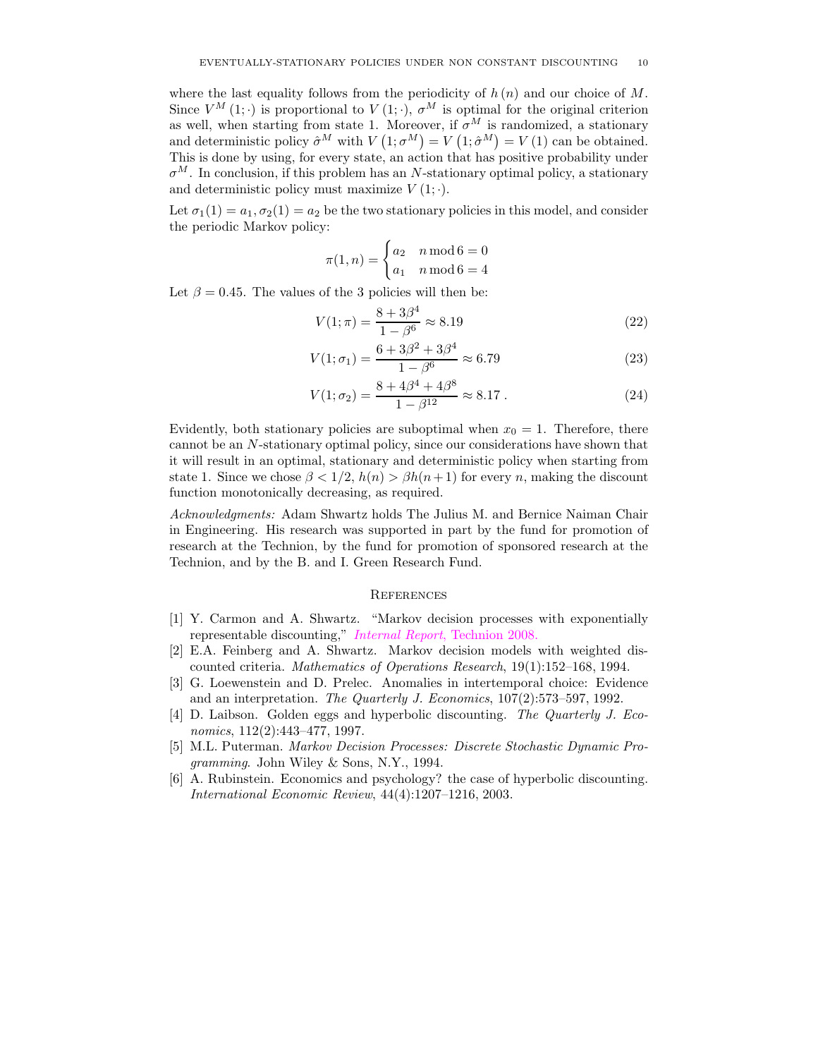where the last equality follows from the periodicity of $h(n)$ and our choice of $M$. Since $V^M(1;\cdot)$ is proportional to $V(1;\cdot)$, $\sigma^M$ is optimal for the original criterion as well, when starting from state 1. Moreover, if $\sigma^M$ is randomized, a stationary and deterministic policy $\hat{\sigma}^M$ with $V\left(1;\sigma^M\right) = V\left(1;\hat{\sigma}^M\right) = V(1)$ can be obtained. This is done by using, for every state, an action that has positive probability under $\sigma^M$. In conclusion, if this problem has an $N$-stationary optimal policy, a stationary and deterministic policy must maximize $V(1;\cdot)$.

Let $\sigma_1(1) = a_1, \sigma_2(1) = a_2$ be the two stationary policies in this model, and consider the periodic Markov policy:

$$\pi(1,n) = \begin{cases} a_2 & n \bmod 6 = 0 \\ a_1 & n \bmod 6 = 4 \end{cases}$$

Let $\beta = 0.45$. The values of the 3 policies will then be:

$$V(1;\pi) = \frac{8 + 3\beta^4}{1 - \beta^6} \approx 8.19 \tag{22}$$

$$V(1;\sigma_1) = \frac{6 + 3\beta^2 + 3\beta^4}{1 - \beta^6} \approx 6.79 \tag{23}$$

$$V(1;\sigma_2) = \frac{8 + 4\beta^4 + 4\beta^8}{1 - \beta^{12}} \approx 8.17\ . \tag{24}$$

Evidently, both stationary policies are suboptimal when $x_0 = 1$. Therefore, there cannot be an $N$-stationary optimal policy, since our considerations have shown that it will result in an optimal, stationary and deterministic policy when starting from state 1. Since we chose $\beta < 1/2$, $h(n) > \beta h(n+1)$ for every $n$, making the discount function monotonically decreasing, as required.

*Acknowledgments:* Adam Shwartz holds The Julius M. and Bernice Naiman Chair in Engineering. His research was supported in part by the fund for promotion of research at the Technion, by the fund for promotion of sponsored research at the Technion, and by the B. and I. Green Research Fund.

## References

[1] Y. Carmon and A. Shwartz. "Markov decision processes with exponentially representable discounting," *Internal Report*, Technion 2008.

[2] E.A. Feinberg and A. Shwartz. Markov decision models with weighted discounted criteria. *Mathematics of Operations Research*, 19(1):152–168, 1994.

[3] G. Loewenstein and D. Prelec. Anomalies in intertemporal choice: Evidence and an interpretation. *The Quarterly J. Economics*, 107(2):573–597, 1992.

[4] D. Laibson. Golden eggs and hyperbolic discounting. *The Quarterly J. Economics*, 112(2):443–477, 1997.

[5] M.L. Puterman. *Markov Decision Processes: Discrete Stochastic Dynamic Programming*. John Wiley & Sons, N.Y., 1994.

[6] A. Rubinstein. Economics and psychology? the case of hyperbolic discounting. *International Economic Review*, 44(4):1207–1216, 2003.